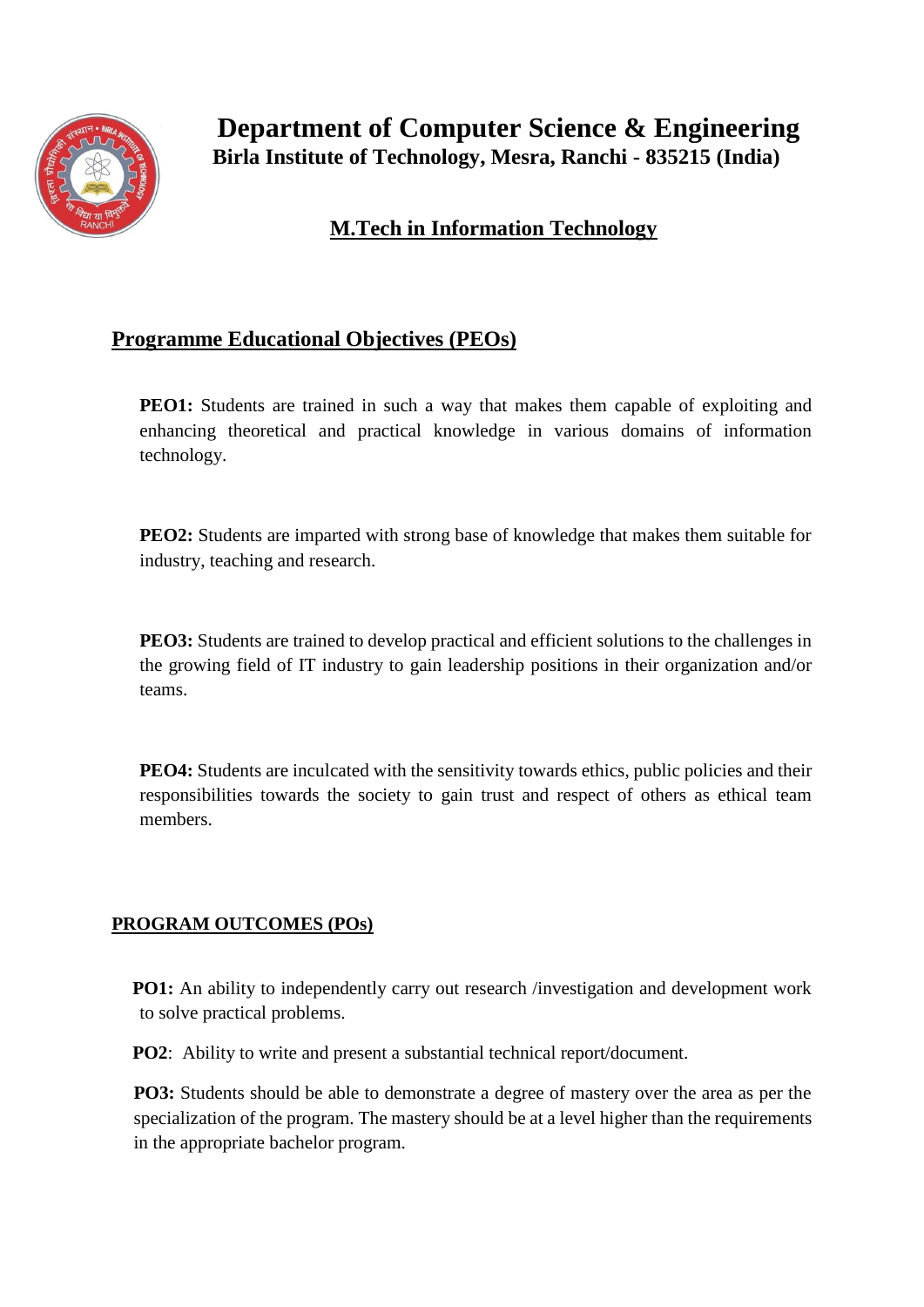# Department of Computer Science & Engineering

**Birla Institute of Technology, Mesra, Ranchi - 835215 (India)**

## M.Tech in Information Technology

## Programme Educational Objectives (PEOs)

**PEO1:** Students are trained in such a way that makes them capable of exploiting and enhancing theoretical and practical knowledge in various domains of information technology.

**PEO2:** Students are imparted with strong base of knowledge that makes them suitable for industry, teaching and research.

**PEO3:** Students are trained to develop practical and efficient solutions to the challenges in the growing field of IT industry to gain leadership positions in their organization and/or teams.

**PEO4:** Students are inculcated with the sensitivity towards ethics, public policies and their responsibilities towards the society to gain trust and respect of others as ethical team members.

## PROGRAM OUTCOMES (POs)

**PO1:** An ability to independently carry out research /investigation and development work to solve practical problems.

**PO2**: Ability to write and present a substantial technical report/document.

**PO3:** Students should be able to demonstrate a degree of mastery over the area as per the specialization of the program. The mastery should be at a level higher than the requirements in the appropriate bachelor program.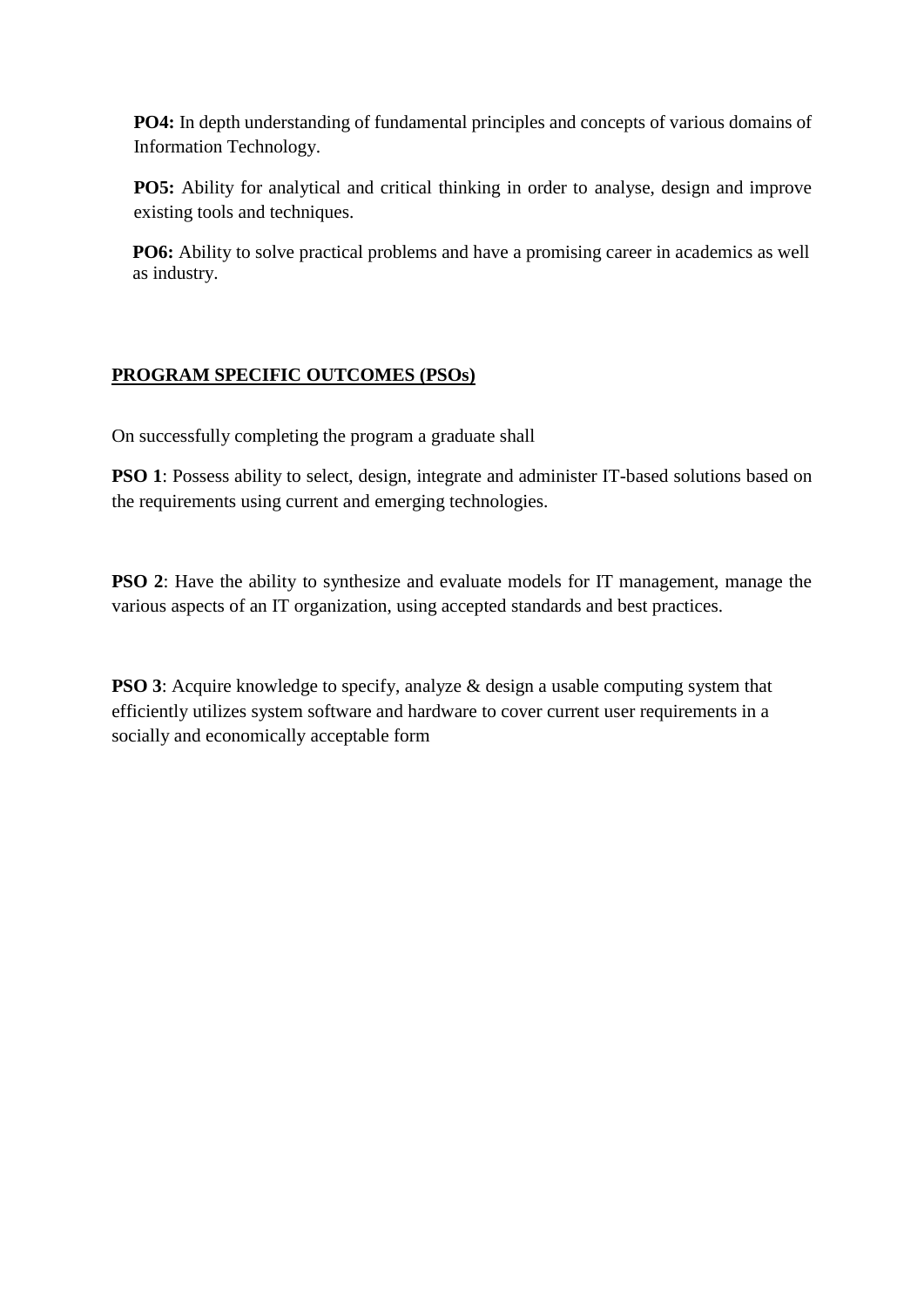**PO4:** In depth understanding of fundamental principles and concepts of various domains of Information Technology.

**PO5:** Ability for analytical and critical thinking in order to analyse, design and improve existing tools and techniques.

**PO6:** Ability to solve practical problems and have a promising career in academics as well as industry.

## PROGRAM SPECIFIC OUTCOMES (PSOs)

On successfully completing the program a graduate shall

**PSO 1**: Possess ability to select, design, integrate and administer IT-based solutions based on the requirements using current and emerging technologies.

**PSO 2**: Have the ability to synthesize and evaluate models for IT management, manage the various aspects of an IT organization, using accepted standards and best practices.

**PSO 3**: Acquire knowledge to specify, analyze & design a usable computing system that efficiently utilizes system software and hardware to cover current user requirements in a socially and economically acceptable form